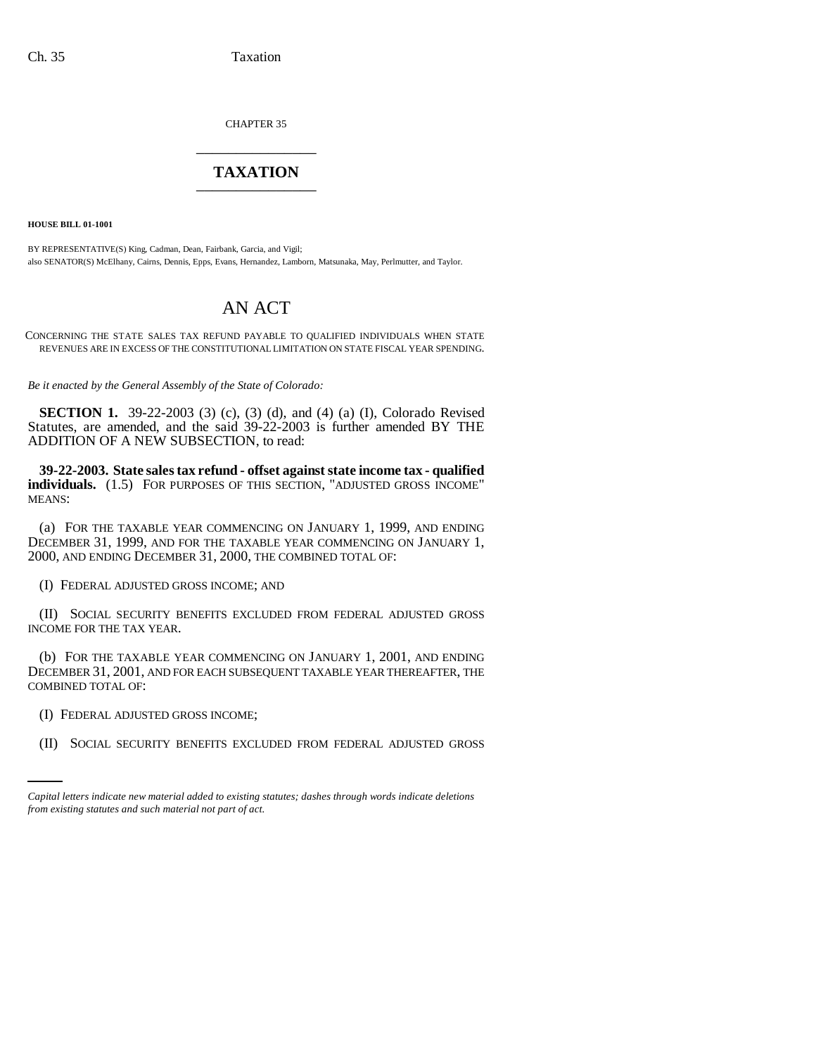CHAPTER 35

## TAXATION

**HOUSE BILL 01-1001**

BY REPRESENTATIVE(S) King, Cadman, Dean, Fairbank, Garcia, and Vigil;
also SENATOR(S) McElhany, Cairns, Dennis, Epps, Evans, Hernandez, Lamborn, Matsunaka, May, Perlmutter, and Taylor.

# AN ACT

CONCERNING THE STATE SALES TAX REFUND PAYABLE TO QUALIFIED INDIVIDUALS WHEN STATE REVENUES ARE IN EXCESS OF THE CONSTITUTIONAL LIMITATION ON STATE FISCAL YEAR SPENDING.

*Be it enacted by the General Assembly of the State of Colorado:*

**SECTION 1.** 39-22-2003 (3) (c), (3) (d), and (4) (a) (I), Colorado Revised Statutes, are amended, and the said 39-22-2003 is further amended BY THE ADDITION OF A NEW SUBSECTION, to read:

**39-22-2003. State sales tax refund - offset against state income tax - qualified individuals.** (1.5) FOR PURPOSES OF THIS SECTION, "ADJUSTED GROSS INCOME" MEANS:

(a) FOR THE TAXABLE YEAR COMMENCING ON JANUARY 1, 1999, AND ENDING DECEMBER 31, 1999, AND FOR THE TAXABLE YEAR COMMENCING ON JANUARY 1, 2000, AND ENDING DECEMBER 31, 2000, THE COMBINED TOTAL OF:

(I) FEDERAL ADJUSTED GROSS INCOME; AND

(II) SOCIAL SECURITY BENEFITS EXCLUDED FROM FEDERAL ADJUSTED GROSS INCOME FOR THE TAX YEAR.

(b) FOR THE TAXABLE YEAR COMMENCING ON JANUARY 1, 2001, AND ENDING DECEMBER 31, 2001, AND FOR EACH SUBSEQUENT TAXABLE YEAR THEREAFTER, THE COMBINED TOTAL OF:

(I) FEDERAL ADJUSTED GROSS INCOME;

(II) SOCIAL SECURITY BENEFITS EXCLUDED FROM FEDERAL ADJUSTED GROSS

*Capital letters indicate new material added to existing statutes; dashes through words indicate deletions from existing statutes and such material not part of act.*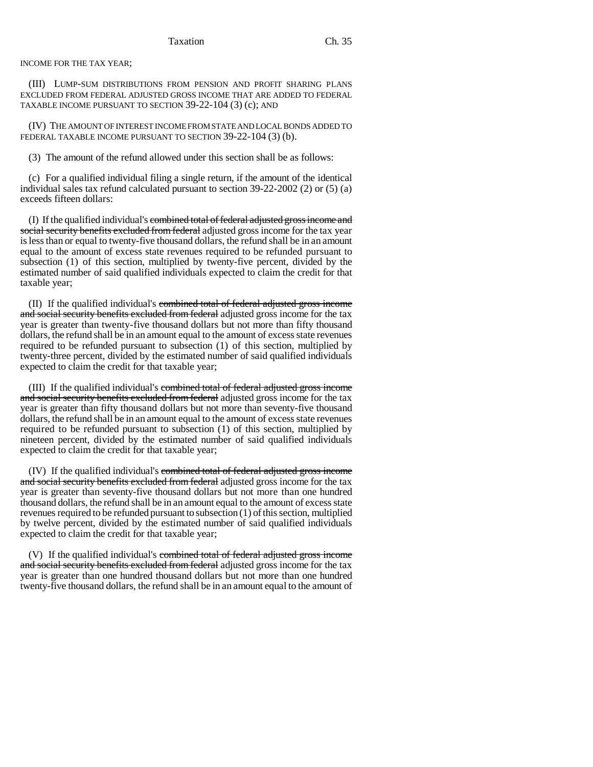INCOME FOR THE TAX YEAR;

(III) LUMP-SUM DISTRIBUTIONS FROM PENSION AND PROFIT SHARING PLANS EXCLUDED FROM FEDERAL ADJUSTED GROSS INCOME THAT ARE ADDED TO FEDERAL TAXABLE INCOME PURSUANT TO SECTION 39-22-104 (3) (c); AND

(IV) THE AMOUNT OF INTEREST INCOME FROM STATE AND LOCAL BONDS ADDED TO FEDERAL TAXABLE INCOME PURSUANT TO SECTION 39-22-104 (3) (b).

(3) The amount of the refund allowed under this section shall be as follows:

(c) For a qualified individual filing a single return, if the amount of the identical individual sales tax refund calculated pursuant to section 39-22-2002 (2) or (5) (a) exceeds fifteen dollars:

(I) If the qualified individual's ~~combined total of federal adjusted gross income and social security benefits excluded from federal~~ adjusted gross income for the tax year is less than or equal to twenty-five thousand dollars, the refund shall be in an amount equal to the amount of excess state revenues required to be refunded pursuant to subsection (1) of this section, multiplied by twenty-five percent, divided by the estimated number of said qualified individuals expected to claim the credit for that taxable year;

(II) If the qualified individual's ~~combined total of federal adjusted gross income and social security benefits excluded from federal~~ adjusted gross income for the tax year is greater than twenty-five thousand dollars but not more than fifty thousand dollars, the refund shall be in an amount equal to the amount of excess state revenues required to be refunded pursuant to subsection (1) of this section, multiplied by twenty-three percent, divided by the estimated number of said qualified individuals expected to claim the credit for that taxable year;

(III) If the qualified individual's ~~combined total of federal adjusted gross income and social security benefits excluded from federal~~ adjusted gross income for the tax year is greater than fifty thousand dollars but not more than seventy-five thousand dollars, the refund shall be in an amount equal to the amount of excess state revenues required to be refunded pursuant to subsection (1) of this section, multiplied by nineteen percent, divided by the estimated number of said qualified individuals expected to claim the credit for that taxable year;

(IV) If the qualified individual's ~~combined total of federal adjusted gross income and social security benefits excluded from federal~~ adjusted gross income for the tax year is greater than seventy-five thousand dollars but not more than one hundred thousand dollars, the refund shall be in an amount equal to the amount of excess state revenues required to be refunded pursuant to subsection (1) of this section, multiplied by twelve percent, divided by the estimated number of said qualified individuals expected to claim the credit for that taxable year;

(V) If the qualified individual's ~~combined total of federal adjusted gross income and social security benefits excluded from federal~~ adjusted gross income for the tax year is greater than one hundred thousand dollars but not more than one hundred twenty-five thousand dollars, the refund shall be in an amount equal to the amount of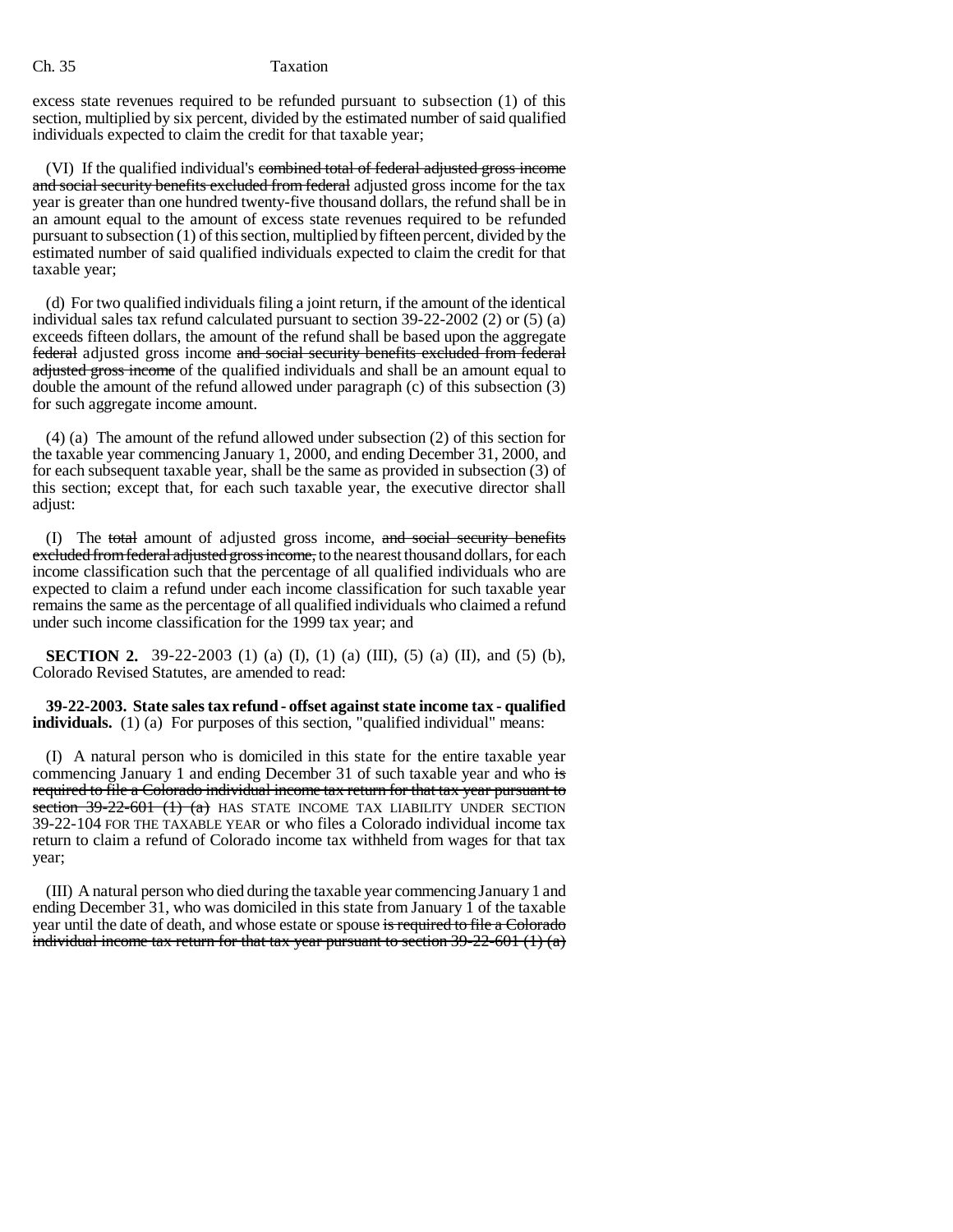excess state revenues required to be refunded pursuant to subsection (1) of this section, multiplied by six percent, divided by the estimated number of said qualified individuals expected to claim the credit for that taxable year;

(VI) If the qualified individual's ~~combined total of federal adjusted gross income and social security benefits excluded from federal~~ adjusted gross income for the tax year is greater than one hundred twenty-five thousand dollars, the refund shall be in an amount equal to the amount of excess state revenues required to be refunded pursuant to subsection (1) of this section, multiplied by fifteen percent, divided by the estimated number of said qualified individuals expected to claim the credit for that taxable year;

(d) For two qualified individuals filing a joint return, if the amount of the identical individual sales tax refund calculated pursuant to section 39-22-2002 (2) or (5) (a) exceeds fifteen dollars, the amount of the refund shall be based upon the aggregate ~~federal~~ adjusted gross income ~~and social security benefits excluded from federal adjusted gross income~~ of the qualified individuals and shall be an amount equal to double the amount of the refund allowed under paragraph (c) of this subsection (3) for such aggregate income amount.

(4) (a) The amount of the refund allowed under subsection (2) of this section for the taxable year commencing January 1, 2000, and ending December 31, 2000, and for each subsequent taxable year, shall be the same as provided in subsection (3) of this section; except that, for each such taxable year, the executive director shall adjust:

(I) The ~~total~~ amount of adjusted gross income, ~~and social security benefits excluded from federal adjusted gross income,~~ to the nearest thousand dollars, for each income classification such that the percentage of all qualified individuals who are expected to claim a refund under each income classification for such taxable year remains the same as the percentage of all qualified individuals who claimed a refund under such income classification for the 1999 tax year; and

**SECTION 2.** 39-22-2003 (1) (a) (I), (1) (a) (III), (5) (a) (II), and (5) (b), Colorado Revised Statutes, are amended to read:

**39-22-2003. State sales tax refund - offset against state income tax - qualified individuals.** (1) (a) For purposes of this section, "qualified individual" means:

(I) A natural person who is domiciled in this state for the entire taxable year commencing January 1 and ending December 31 of such taxable year and who ~~is required to file a Colorado individual income tax return for that tax year pursuant to section 39-22-601 (1) (a)~~ HAS STATE INCOME TAX LIABILITY UNDER SECTION 39-22-104 FOR THE TAXABLE YEAR or who files a Colorado individual income tax return to claim a refund of Colorado income tax withheld from wages for that tax year;

(III) A natural person who died during the taxable year commencing January 1 and ending December 31, who was domiciled in this state from January 1 of the taxable year until the date of death, and whose estate or spouse ~~is required to file a Colorado individual income tax return for that tax year pursuant to section 39-22-601 (1) (a)~~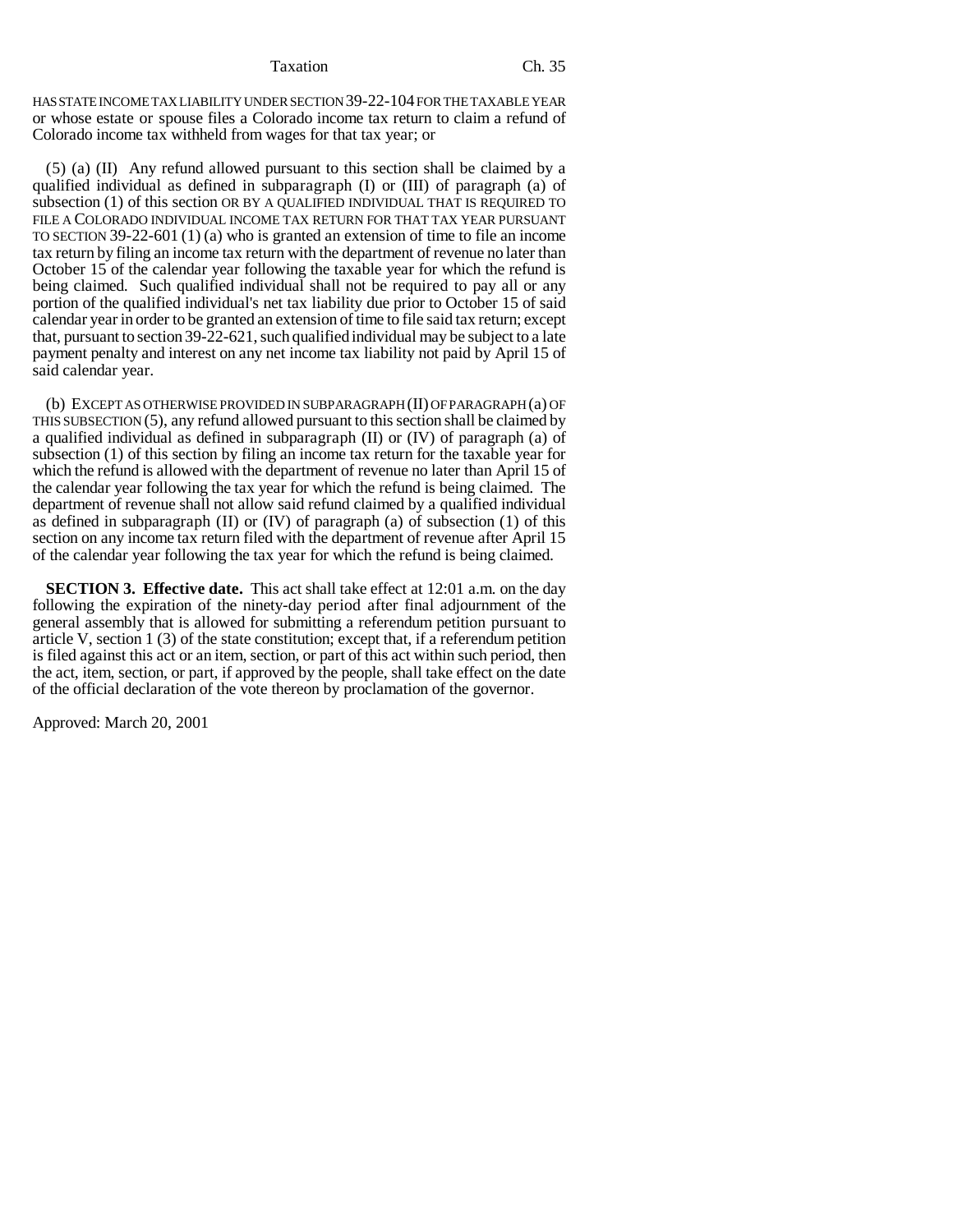HAS STATE INCOME TAX LIABILITY UNDER SECTION 39-22-104 FOR THE TAXABLE YEAR or whose estate or spouse files a Colorado income tax return to claim a refund of Colorado income tax withheld from wages for that tax year; or

(5) (a) (II) Any refund allowed pursuant to this section shall be claimed by a qualified individual as defined in subparagraph (I) or (III) of paragraph (a) of subsection (1) of this section OR BY A QUALIFIED INDIVIDUAL THAT IS REQUIRED TO FILE A COLORADO INDIVIDUAL INCOME TAX RETURN FOR THAT TAX YEAR PURSUANT TO SECTION 39-22-601 (1) (a) who is granted an extension of time to file an income tax return by filing an income tax return with the department of revenue no later than October 15 of the calendar year following the taxable year for which the refund is being claimed. Such qualified individual shall not be required to pay all or any portion of the qualified individual's net tax liability due prior to October 15 of said calendar year in order to be granted an extension of time to file said tax return; except that, pursuant to section 39-22-621, such qualified individual may be subject to a late payment penalty and interest on any net income tax liability not paid by April 15 of said calendar year.

(b) EXCEPT AS OTHERWISE PROVIDED IN SUBPARAGRAPH (II) OF PARAGRAPH (a) OF THIS SUBSECTION (5), any refund allowed pursuant to this section shall be claimed by a qualified individual as defined in subparagraph (II) or (IV) of paragraph (a) of subsection (1) of this section by filing an income tax return for the taxable year for which the refund is allowed with the department of revenue no later than April 15 of the calendar year following the tax year for which the refund is being claimed. The department of revenue shall not allow said refund claimed by a qualified individual as defined in subparagraph (II) or (IV) of paragraph (a) of subsection (1) of this section on any income tax return filed with the department of revenue after April 15 of the calendar year following the tax year for which the refund is being claimed.

**SECTION 3. Effective date.** This act shall take effect at 12:01 a.m. on the day following the expiration of the ninety-day period after final adjournment of the general assembly that is allowed for submitting a referendum petition pursuant to article V, section 1 (3) of the state constitution; except that, if a referendum petition is filed against this act or an item, section, or part of this act within such period, then the act, item, section, or part, if approved by the people, shall take effect on the date of the official declaration of the vote thereon by proclamation of the governor.

Approved: March 20, 2001